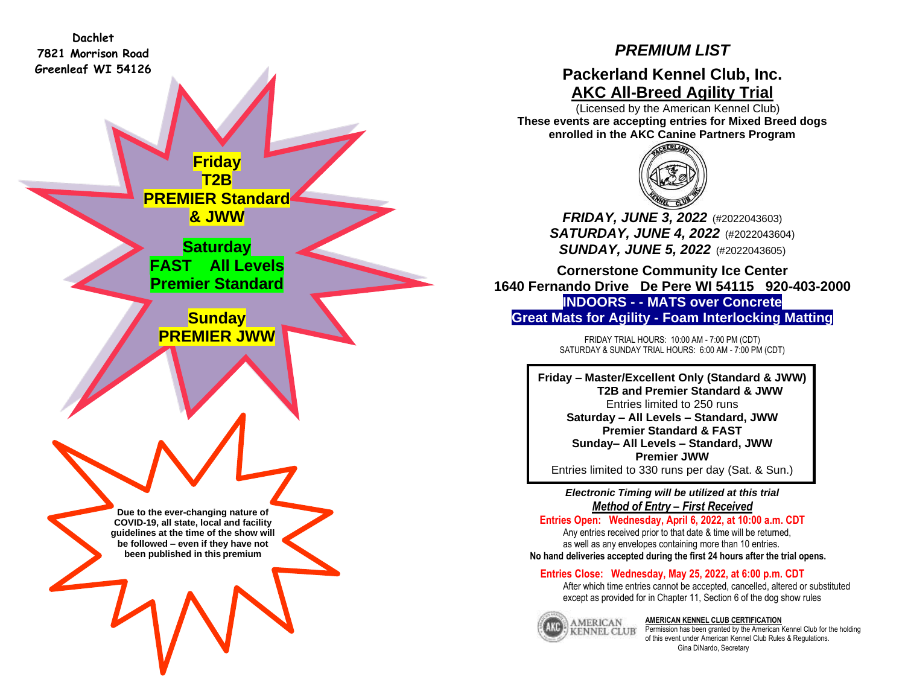Dachlet
7821 Morrison Road
Greenleaf WI 54126

**Friday**
**T2B**
**PREMIER Standard**
**& JWW**

**Saturday**
**FAST All Levels**
**Premier Standard**

**Sunday**
**PREMIER JWW**

**Due to the ever-changing nature of COVID-19, all state, local and facility guidelines at the time of the show will be followed – even if they have not been published in this premium**

# *PREMIUM LIST*

## Packerland Kennel Club, Inc.

## AKC All-Breed Agility Trial

(Licensed by the American Kennel Club)

**These events are accepting entries for Mixed Breed dogs enrolled in the AKC Canine Partners Program**

***FRIDAY, JUNE 3, 2022*** (#2022043603)
***SATURDAY, JUNE 4, 2022*** (#2022043604)
***SUNDAY, JUNE 5, 2022*** (#2022043605)

**Cornerstone Community Ice Center**
**1640 Fernando Drive De Pere WI 54115 920-403-2000**
**INDOORS - - MATS over Concrete**
**Great Mats for Agility - Foam Interlocking Matting**

FRIDAY TRIAL HOURS: 10:00 AM - 7:00 PM (CDT)
SATURDAY & SUNDAY TRIAL HOURS: 6:00 AM - 7:00 PM (CDT)

**Friday – Master/Excellent Only (Standard & JWW)**
**T2B and Premier Standard & JWW**
Entries limited to 250 runs
**Saturday – All Levels – Standard, JWW**
**Premier Standard & FAST**
**Sunday– All Levels – Standard, JWW**
**Premier JWW**
Entries limited to 330 runs per day (Sat. & Sun.)

***Electronic Timing will be utilized at this trial***

***Method of Entry – First Received***

**Entries Open: Wednesday, April 6, 2022, at 10:00 a.m. CDT**

Any entries received prior to that date & time will be returned, as well as any envelopes containing more than 10 entries.

**No hand deliveries accepted during the first 24 hours after the trial opens.**

**Entries Close: Wednesday, May 25, 2022, at 6:00 p.m. CDT**

After which time entries cannot be accepted, cancelled, altered or substituted except as provided for in Chapter 11, Section 6 of the dog show rules

AMERICAN KENNEL CLUB

**AMERICAN KENNEL CLUB CERTIFICATION**
Permission has been granted by the American Kennel Club for the holding of this event under American Kennel Club Rules & Regulations.
Gina DiNardo, Secretary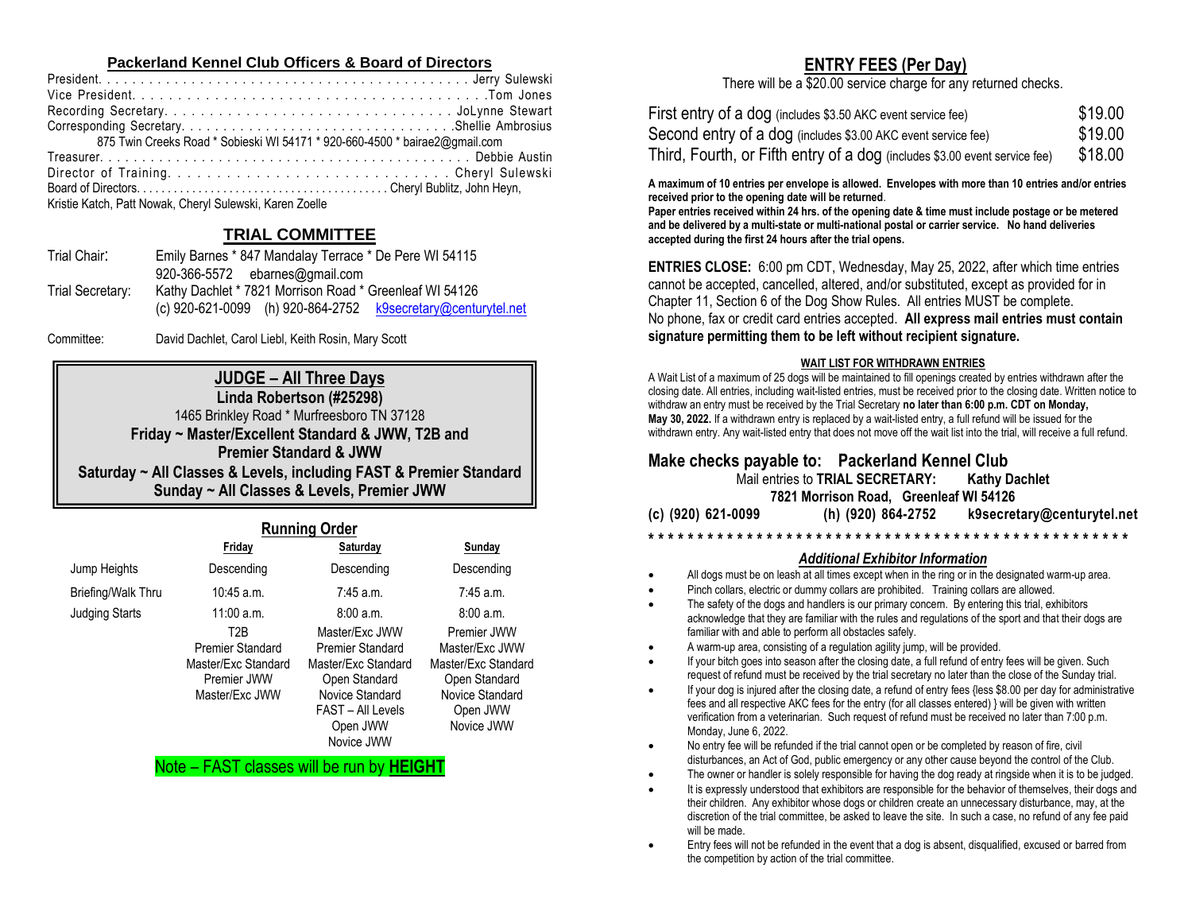## Packerland Kennel Club Officers & Board of Directors

President. . . . . . . . . . . . . . . . . . . . . . . . . . . . . . . . . . . . . . . . . . . . . . Jerry Sulewski
Vice President. . . . . . . . . . . . . . . . . . . . . . . . . . . . . . . . . . . . . . . . .Tom Jones
Recording Secretary. . . . . . . . . . . . . . . . . . . . . . . . . . . . . . . . . . JoLynne Stewart
Corresponding Secretary. . . . . . . . . . . . . . . . . . . . . . . . . . . . . . . . .Shellie Ambrosius
875 Twin Creeks Road * Sobieski WI 54171 * 920-660-4500 * bairae2@gmail.com
Treasurer. . . . . . . . . . . . . . . . . . . . . . . . . . . . . . . . . . . . . . . . . . . . Debbie Austin
Director of Training. . . . . . . . . . . . . . . . . . . . . . . . . . . . . . Cheryl Sulewski
Board of Directors. . . . . . . . . . . . . . . . . . . . . . . . . . . . . . . . . . . . . . . Cheryl Bublitz, John Heyn, Kristie Katch, Patt Nowak, Cheryl Sulewski, Karen Zoelle

## TRIAL COMMITTEE

Trial Chair: Emily Barnes * 847 Mandalay Terrace * De Pere WI 54115
920-366-5572 ebarnes@gmail.com

Trial Secretary: Kathy Dachlet * 7821 Morrison Road * Greenleaf WI 54126
(c) 920-621-0099 (h) 920-864-2752 k9secretary@centurytel.net

Committee: David Dachlet, Carol Liebl, Keith Rosin, Mary Scott

## JUDGE – All Three Days

**Linda Robertson (#25298)**
1465 Brinkley Road * Murfreesboro TN 37128
**Friday ~ Master/Excellent Standard & JWW, T2B and Premier Standard & JWW**
**Saturday ~ All Classes & Levels, including FAST & Premier Standard**
**Sunday ~ All Classes & Levels, Premier JWW**

## Running Order

| | Friday | Saturday | Sunday |
|---|---|---|---|
| Jump Heights | Descending | Descending | Descending |
| Briefing/Walk Thru | 10:45 a.m. | 7:45 a.m. | 7:45 a.m. |
| Judging Starts | 11:00 a.m. | 8:00 a.m. | 8:00 a.m. |
| | T2B<br>Premier Standard<br>Master/Exc Standard<br>Premier JWW<br>Master/Exc JWW | Master/Exc JWW<br>Premier Standard<br>Master/Exc Standard<br>Open Standard<br>Novice Standard<br>FAST – All Levels<br>Open JWW<br>Novice JWW | Premier JWW<br>Master/Exc JWW<br>Master/Exc Standard<br>Open Standard<br>Novice Standard<br>Open JWW<br>Novice JWW |

Note – FAST classes will be run by **HEIGHT**

## ENTRY FEES (Per Day)

There will be a $20.00 service charge for any returned checks.

| | |
|---|---|
| First entry of a dog (includes $3.50 AKC event service fee) | $19.00 |
| Second entry of a dog (includes $3.00 AKC event service fee) | $19.00 |
| Third, Fourth, or Fifth entry of a dog (includes $3.00 event service fee) | $18.00 |

**A maximum of 10 entries per envelope is allowed. Envelopes with more than 10 entries and/or entries received prior to the opening date will be returned.**
**Paper entries received within 24 hrs. of the opening date & time must include postage or be metered and be delivered by a multi-state or multi-national postal or carrier service. No hand deliveries accepted during the first 24 hours after the trial opens.**

**ENTRIES CLOSE:** 6:00 pm CDT, Wednesday, May 25, 2022, after which time entries cannot be accepted, cancelled, altered, and/or substituted, except as provided for in Chapter 11, Section 6 of the Dog Show Rules. All entries MUST be complete. No phone, fax or credit card entries accepted. **All express mail entries must contain signature permitting them to be left without recipient signature.**

**WAIT LIST FOR WITHDRAWN ENTRIES**

A Wait List of a maximum of 25 dogs will be maintained to fill openings created by entries withdrawn after the closing date. All entries, including wait-listed entries, must be received prior to the closing date. Written notice to withdraw an entry must be received by the Trial Secretary **no later than 6:00 p.m. CDT on Monday, May 30, 2022.** If a withdrawn entry is replaced by a wait-listed entry, a full refund will be issued for the withdrawn entry. Any wait-listed entry that does not move off the wait list into the trial, will receive a full refund.

**Make checks payable to: Packerland Kennel Club**
Mail entries to **TRIAL SECRETARY: Kathy Dachlet**
**7821 Morrison Road, Greenleaf WI 54126**
**(c) (920) 621-0099 (h) (920) 864-2752 k9secretary@centurytel.net**

* * * * * * * * * * * * * * * * * * * * * * * * * * * * * * * * * * * * * * * * * * * * * *

### *Additional Exhibitor Information*

- All dogs must be on leash at all times except when in the ring or in the designated warm-up area.
- Pinch collars, electric or dummy collars are prohibited. Training collars are allowed.
- The safety of the dogs and handlers is our primary concern. By entering this trial, exhibitors acknowledge that they are familiar with the rules and regulations of the sport and that their dogs are familiar with and able to perform all obstacles safely.
- A warm-up area, consisting of a regulation agility jump, will be provided.
- If your bitch goes into season after the closing date, a full refund of entry fees will be given. Such request of refund must be received by the trial secretary no later than the close of the Sunday trial.
- If your dog is injured after the closing date, a refund of entry fees {less $8.00 per day for administrative fees and all respective AKC fees for the entry (for all classes entered) } will be given with written verification from a veterinarian. Such request of refund must be received no later than 7:00 p.m. Monday, June 6, 2022.
- No entry fee will be refunded if the trial cannot open or be completed by reason of fire, civil disturbances, an Act of God, public emergency or any other cause beyond the control of the Club.
- The owner or handler is solely responsible for having the dog ready at ringside when it is to be judged.
- It is expressly understood that exhibitors are responsible for the behavior of themselves, their dogs and their children. Any exhibitor whose dogs or children create an unnecessary disturbance, may, at the discretion of the trial committee, be asked to leave the site. In such a case, no refund of any fee paid will be made.
- Entry fees will not be refunded in the event that a dog is absent, disqualified, excused or barred from the competition by action of the trial committee.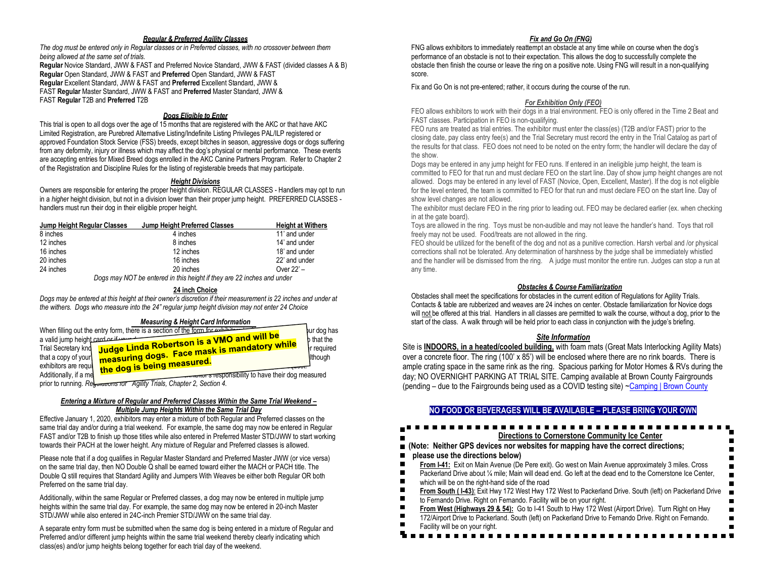## *Regular & Preferred Agility Classes*

*The dog must be entered only in Regular classes or in Preferred classes, with no crossover between them being allowed at the same set of trials.*

**Regular** Novice Standard, JWW & FAST and Preferred Novice Standard, JWW & FAST (divided classes A & B)
**Regular** Open Standard, JWW & FAST and **Preferred** Open Standard, JWW & FAST
**Regular** Excellent Standard, JWW & FAST and **Preferred** Excellent Standard, JWW & FAST **Regular** Master Standard, JWW & FAST and **Preferred** Master Standard, JWW & FAST **Regular** T2B and **Preferred** T2B

## *Dogs Eligible to Enter*

This trial is open to all dogs over the age of 15 months that are registered with the AKC or that have AKC Limited Registration, are Purebred Alternative Listing/Indefinite Listing Privileges PAL/ILP registered or approved Foundation Stock Service (FSS) breeds, except bitches in season, aggressive dogs or dogs suffering from any deformity, injury or illness which may affect the dog's physical or mental performance. These events are accepting entries for Mixed Breed dogs enrolled in the AKC Canine Partners Program. Refer to Chapter 2 of the Registration and Discipline Rules for the listing of registerable breeds that may participate.

## *Height Divisions*

Owners are responsible for entering the proper height division. REGULAR CLASSES - Handlers may opt to run in a *higher* height division, but not in a division lower than their proper jump height. PREFERRED CLASSES - handlers must run their dog in their eligible proper height.

| Jump Height Regular Classes | Jump Height Preferred Classes | Height at Withers |
|---|---|---|
| 8 inches | 4 inches | 11' and under |
| 12 inches | 8 inches | 14' and under |
| 16 inches | 12 inches | 18' and under |
| 20 inches | 16 inches | 22' and under |
| 24 inches | 20 inches | Over 22' – |

*Dogs may NOT be entered in this height if they are 22 inches and under*

## 24 inch Choice

*Dogs may be entered at this height at their owner's discretion if their measurement is 22 inches and under at the withers. Dogs who measure into the 24" regular jump height division may not enter 24 Choice*

## *Measuring & Height Card Information*

When filling out the entry form, there is a section of the form for exhibitors ... our dog has a valid jump height card or if your ... that the Trial Secretary kno... required that a copy of your ... although exhibitors are requ... Additionally, if a me... exhibitor's responsibility to have their dog measured prior to running. *Regulations for Agility Trials, Chapter 2, Section 4.*

**Judge Linda Robertson is a VMO and will be measuring dogs. Face mask is mandatory while the dog is being measured.**

## *Entering a Mixture of Regular and Preferred Classes Within the Same Trial Weekend – Multiple Jump Heights Within the Same Trial Day*

Effective January 1, 2020, exhibitors may enter a mixture of both Regular and Preferred classes on the same trial day and/or during a trial weekend. For example, the same dog may now be entered in Regular FAST and/or T2B to finish up those titles while also entered in Preferred Master STD/JWW to start working towards their PACH at the lower height. Any mixture of Regular and Preferred classes is allowed.

Please note that if a dog qualifies in Regular Master Standard and Preferred Master JWW (or vice versa) on the same trial day, then NO Double Q shall be earned toward either the MACH or PACH title. The Double Q still requires that Standard Agility and Jumpers With Weaves be either both Regular OR both Preferred on the same trial day.

Additionally, within the same Regular or Preferred classes, a dog may now be entered in multiple jump heights within the same trial day. For example, the same dog may now be entered in 20-inch Master STD/JWW while also entered in 24C-inch Premier STD/JWW on the same trial day.

A separate entry form must be submitted when the same dog is being entered in a mixture of Regular and Preferred and/or different jump heights within the same trial weekend thereby clearly indicating which class(es) and/or jump heights belong together for each trial day of the weekend.

## *Fix and Go On (FNG)*

FNG allows exhibitors to immediately reattempt an obstacle at any time while on course when the dog's performance of an obstacle is not to their expectation. This allows the dog to successfully complete the obstacle then finish the course or leave the ring on a positive note. Using FNG will result in a non-qualifying score.

Fix and Go On is not pre-entered; rather, it occurs during the course of the run.

## *For Exhibition Only (FEO)*

FEO allows exhibitors to work with their dogs in a trial environment. FEO is only offered in the Time 2 Beat and FAST classes. Participation in FEO is non-qualifying.

FEO runs are treated as trial entries. The exhibitor must enter the class(es) (T2B and/or FAST) prior to the closing date, pay class entry fee(s) and the Trial Secretary must record the entry in the Trial Catalog as part of the results for that class. FEO does not need to be noted on the entry form; the handler will declare the day of the show.

Dogs may be entered in any jump height for FEO runs. If entered in an ineligible jump height, the team is committed to FEO for that run and must declare FEO on the start line. Day of show jump height changes are not allowed. Dogs may be entered in any level of FAST (Novice, Open, Excellent, Master). If the dog is not eligible for the level entered, the team is committed to FEO for that run and must declare FEO on the start line. Day of show level changes are not allowed.

The exhibitor must declare FEO in the ring prior to leading out. FEO may be declared earlier (ex. when checking in at the gate board).

Toys are allowed in the ring. Toys must be non-audible and may not leave the handler's hand. Toys that roll freely may not be used. Food/treats are not allowed in the ring.

FEO should be utilized for the benefit of the dog and not as a punitive correction. Harsh verbal and /or physical corrections shall not be tolerated. Any determination of harshness by the judge shall be immediately whistled and the handler will be dismissed from the ring. A judge must monitor the entire run. Judges can stop a run at any time.

## *Obstacles & Course Familiarization*

Obstacles shall meet the specifications for obstacles in the current edition of Regulations for Agility Trials. Contacts & table are rubberized and weaves are 24 inches on center. Obstacle familiarization for Novice dogs will not be offered at this trial. Handlers in all classes are permitted to walk the course, without a dog, prior to the start of the class. A walk through will be held prior to each class in conjunction with the judge's briefing.

## *Site Information*

Site is **INDOORS, in a heated/cooled building,** with foam mats (Great Mats Interlocking Agility Mats) over a concrete floor. The ring (100' x 85') will be enclosed where there are no rink boards. There is ample crating space in the same rink as the ring. Spacious parking for Motor Homes & RVs during the day; NO OVERNIGHT PARKING AT TRIAL SITE. Camping available at Brown County Fairgrounds (pending – due to the Fairgrounds being used as a COVID testing site) ~Camping | Brown County

**NO FOOD OR BEVERAGES WILL BE AVAILABLE – PLEASE BRING YOUR OWN**

## Directions to Cornerstone Community Ice Center

**(Note: Neither GPS devices nor websites for mapping have the correct directions; please use the directions below)**

- **From I-41:** Exit on Main Avenue (De Pere exit). Go west on Main Avenue approximately 3 miles. Cross Packerland Drive about ¼ mile; Main will dead end. Go left at the dead end to the Cornerstone Ice Center, which will be on the right-hand side of the road
- **From South ( I-43):** Exit Hwy 172 West Hwy 172 West to Packerland Drive. South (left) on Packerland Drive to Fernando Drive. Right on Fernando. Facility will be on your right.
- **From West (Highways 29 & 54):** Go to I-41 South to Hwy 172 West (Airport Drive). Turn Right on Hwy 172/Airport Drive to Packerland. South (left) on Packerland Drive to Fernando Drive. Right on Fernando. Facility will be on your right.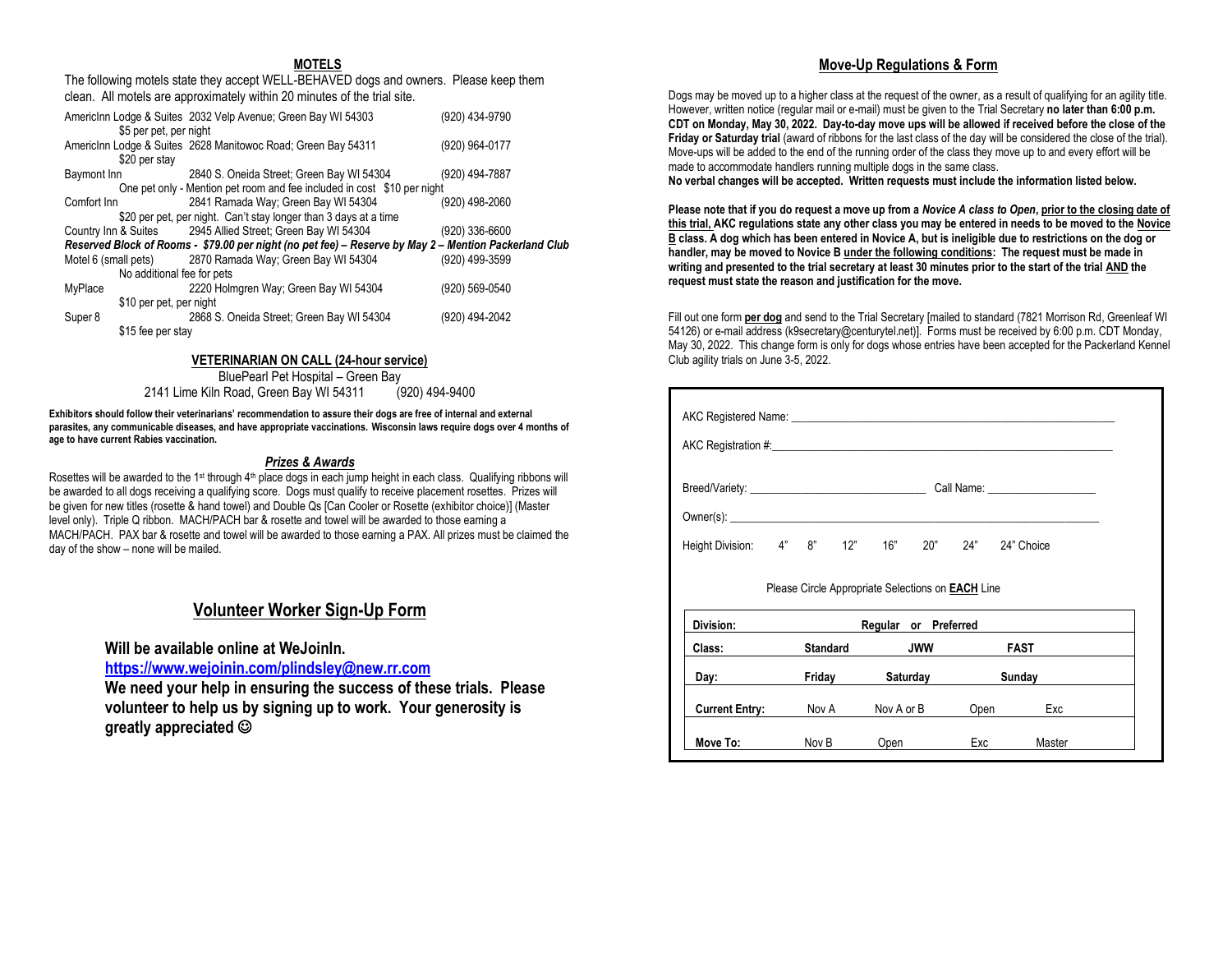## MOTELS

The following motels state they accept WELL-BEHAVED dogs and owners. Please keep them clean. All motels are approximately within 20 minutes of the trial site.

| Motel | Address | Phone |
|---|---|---|
| AmericInn Lodge & Suites | 2032 Velp Avenue; Green Bay WI 54303 | (920) 434-9790 |
| | $5 per pet, per night | |
| AmericInn Lodge & Suites | 2628 Manitowoc Road; Green Bay 54311 | (920) 964-0177 |
| | $20 per stay | |
| Baymont Inn | 2840 S. Oneida Street; Green Bay WI 54304 | (920) 494-7887 |
| | One pet only - Mention pet room and fee included in cost $10 per night | |
| Comfort Inn | 2841 Ramada Way; Green Bay WI 54304 | (920) 498-2060 |
| | $20 per pet, per night. Can't stay longer than 3 days at a time | |
| Country Inn & Suites | 2945 Allied Street; Green Bay WI 54304 | (920) 336-6600 |
| | ***Reserved Block of Rooms - $79.00 per night (no pet fee) – Reserve by May 2 – Mention Packerland Club*** | |
| Motel 6 (small pets) | 2870 Ramada Way; Green Bay WI 54304 | (920) 499-3599 |
| | No additional fee for pets | |
| MyPlace | 2220 Holmgren Way; Green Bay WI 54304 | (920) 569-0540 |
| | $10 per pet, per night | |
| Super 8 | 2868 S. Oneida Street; Green Bay WI 54304 | (920) 494-2042 |
| | $15 fee per stay | |

## VETERINARIAN ON CALL (24-hour service)

BluePearl Pet Hospital – Green Bay
2141 Lime Kiln Road, Green Bay WI 54311 (920) 494-9400

**Exhibitors should follow their veterinarians' recommendation to assure their dogs are free of internal and external parasites, any communicable diseases, and have appropriate vaccinations. Wisconsin laws require dogs over 4 months of age to have current Rabies vaccination.**

### *Prizes & Awards*

Rosettes will be awarded to the 1st through 4th place dogs in each jump height in each class. Qualifying ribbons will be awarded to all dogs receiving a qualifying score. Dogs must qualify to receive placement rosettes. Prizes will be given for new titles (rosette & hand towel) and Double Qs [Can Cooler or Rosette (exhibitor choice)] (Master level only). Triple Q ribbon. MACH/PACH bar & rosette and towel will be awarded to those earning a MACH/PACH. PAX bar & rosette and towel will be awarded to those earning a PAX. All prizes must be claimed the day of the show – none will be mailed.

## Volunteer Worker Sign-Up Form

**Will be available online at WeJoinIn.**
**https://www.wejoinin.com/plindsley@new.rr.com**
**We need your help in ensuring the success of these trials. Please volunteer to help us by signing up to work. Your generosity is greatly appreciated ☺**

## Move-Up Regulations & Form

Dogs may be moved up to a higher class at the request of the owner, as a result of qualifying for an agility title. However, written notice (regular mail or e-mail) must be given to the Trial Secretary **no later than 6:00 p.m. CDT on Monday, May 30, 2022. Day-to-day move ups will be allowed if received before the close of the Friday or Saturday trial** (award of ribbons for the last class of the day will be considered the close of the trial). Move-ups will be added to the end of the running order of the class they move up to and every effort will be made to accommodate handlers running multiple dogs in the same class.
**No verbal changes will be accepted. Written requests must include the information listed below.**

**Please note that if you do request a move up from a *Novice A class to Open*, prior to the closing date of this trial, AKC regulations state any other class you may be entered in needs to be moved to the Novice B class. A dog which has been entered in Novice A, but is ineligible due to restrictions on the dog or handler, may be moved to Novice B under the following conditions: The request must be made in writing and presented to the trial secretary at least 30 minutes prior to the start of the trial AND the request must state the reason and justification for the move.**

Fill out one form **per dog** and send to the Trial Secretary [mailed to standard (7821 Morrison Rd, Greenleaf WI 54126) or e-mail address (k9secretary@centurytel.net)]. Forms must be received by 6:00 p.m. CDT Monday, May 30, 2022. This change form is only for dogs whose entries have been accepted for the Packerland Kennel Club agility trials on June 3-5, 2022.

AKC Registered Name: ______________________________

AKC Registration #: ______________________________

Breed/Variety: ____________________ Call Name: ______________

Owner(s): ______________________________

Height Division: 4" 8" 12" 16" 20" 24" 24" Choice

Please Circle Appropriate Selections on **EACH** Line

| **Division:** | **Regular or Preferred** | | | |
|---|---|---|---|---|
| **Class:** | **Standard** | **JWW** | **FAST** | |
| **Day:** | **Friday** | **Saturday** | **Sunday** | |
| **Current Entry:** | Nov A | Nov A or B | Open | Exc |
| **Move To:** | Nov B | Open | Exc | Master |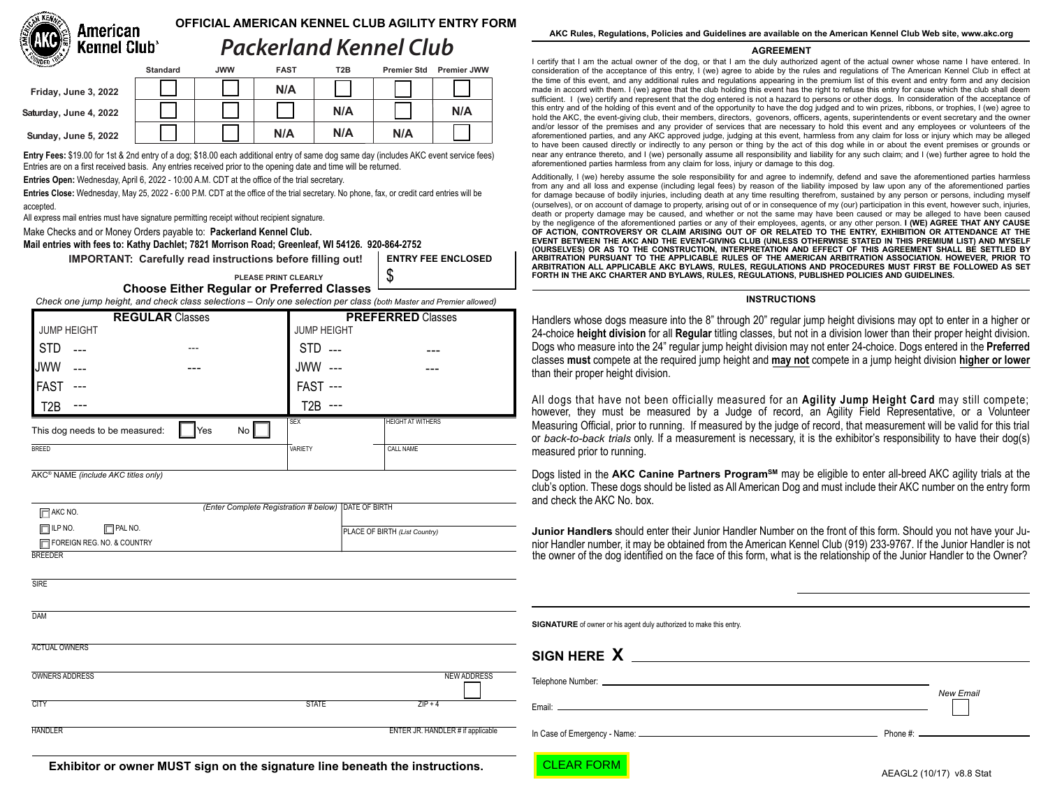# OFFICIAL AMERICAN KENNEL CLUB AGILITY ENTRY FORM

## Packerland Kennel Club

| | Standard | JWW | FAST | T2B | Premier Std | Premier JWW |
|---|---|---|---|---|---|---|
| Friday, June 3, 2022 | ☐ | ☐ | N/A | ☐ | ☐ | ☐ |
| Saturday, June 4, 2022 | ☐ | ☐ | ☐ | N/A | ☐ | N/A |
| Sunday, June 5, 2022 | ☐ | ☐ | N/A | N/A | N/A | ☐ |

**Entry Fees:** $19.00 for 1st & 2nd entry of a dog; $18.00 each additional entry of same dog same day (includes AKC event service fees) Entries are on a first received basis. Any entries received prior to the opening date and time will be returned.

**Entries Open:** Wednesday, April 6, 2022 - 10:00 A.M. CDT at the office of the trial secretary.

**Entries Close:** Wednesday, May 25, 2022 - 6:00 P.M. CDT at the office of the trial secretary. No phone, fax, or credit card entries will be accepted.

All express mail entries must have signature permitting receipt without recipient signature.

Make Checks and or Money Orders payable to: **Packerland Kennel Club.**

**Mail entries with fees to: Kathy Dachlet; 7821 Morrison Road; Greenleaf, WI 54126. 920-864-2752**

**IMPORTANT: Carefully read instructions before filling out!**

**ENTRY FEE ENCLOSED** $

PLEASE PRINT CLEARLY

**Choose Either Regular or Preferred Classes**

*Check one jump height, and check class selections – Only one selection per class (both Master and Premier allowed)*

| **REGULAR** Classes | | | **PREFERRED** Classes | | |
|---|---|---|---|---|---|
| JUMP HEIGHT | | | JUMP HEIGHT | | |
| STD | --- | --- | STD | --- | --- |
| JWW | --- | --- | JWW | --- | --- |
| FAST | --- | | FAST | --- | |
| T2B | --- | | T2B | --- | |

This dog needs to be measured: ☐ Yes No ☐

SEX | HEIGHT AT WITHERS

BREED | VARIETY | CALL NAME

AKC® NAME *(include AKC titles only)*

☐ AKC NO. *(Enter Complete Registration # below)* | DATE OF BIRTH

☐ ILP NO. ☐ PAL NO. | PLACE OF BIRTH *(List Country)*

☐ FOREIGN REG. NO. & COUNTRY

BREEDER

SIRE

DAM

ACTUAL OWNERS

OWNERS ADDRESS | NEW ADDRESS ☐

CITY | STATE | ZIP + 4

HANDLER | ENTER JR. HANDLER # if applicable

**Exhibitor or owner MUST sign on the signature line beneath the instructions.**

**AKC Rules, Regulations, Policies and Guidelines are available on the American Kennel Club Web site, www.akc.org**

### AGREEMENT

I certify that I am the actual owner of the dog, or that I am the duly authorized agent of the actual owner whose name I have entered. In consideration of the acceptance of this entry, I (we) agree to abide by the rules and regulations of The American Kennel Club in effect at the time of this event, and any additional rules and regulations appearing in the premium list of this event and entry form and any decision made in accord with them. I (we) agree that the club holding this event has the right to refuse this entry for cause which the club shall deem sufficient. I (we) certify and represent that the dog entered is not a hazard to persons or other dogs. In consideration of the acceptance of this entry and of the holding of this event and of the opportunity to have the dog judged and to win prizes, ribbons, or trophies, I (we) agree to hold the AKC, the event-giving club, their members, directors, govenors, officers, agents, superintendents or event secretary and the owner and/or lessor of the premises and any provider of services that are necessary to hold this event and any employees or volunteers of the aforementioned parties, and any AKC approved judge, judging at this event, harmless from any claim for loss or injury which may be alleged to have been caused directly or indirectly to any person or thing by the act of this dog while in or about the event premises or grounds or near any entrance thereto, and I (we) personally assume all responsibility and liability for any such claim; and I (we) further agree to hold the aforementioned parties harmless from any claim for loss, injury or damage to this dog.

Additionally, I (we) hereby assume the sole responsibility for and agree to indemnify, defend and save the aforementioned parties harmless from any and all loss and expense (including legal fees) by reason of the liability imposed by law upon any of the aforementioned parties for damage because of bodily injuries, including death at any time resulting therefrom, sustained by any person or persons, including myself (ourselves), or on account of damage to property, arising out of or in consequence of my (our) participation in this event, however such, injuries, death or property damage may be caused, and whether or not the same may have been caused or may be alleged to have been caused by the negligence of the aforementioned parties or any of their employees, agents, or any other person. **I (WE) AGREE THAT ANY CAUSE OF ACTION, CONTROVERSY OR CLAIM ARISING OUT OF OR RELATED TO THE ENTRY, EXHIBITION OR ATTENDANCE AT THE EVENT BETWEEN THE AKC AND THE EVENT-GIVING CLUB (UNLESS OTHERWISE STATED IN ITS PREMIUM LIST) AND MYSELF (OURSELVES) OR AS TO THE CONSTRUCTION, INTERPRETATION AND EFFECT OF THIS AGREEMENT SHALL BE SETTLED BY ARBITRATION PURSUANT TO THE APPLICABLE RULES OF THE AMERICAN ARBITRATION ASSOCIATION. HOWEVER, PRIOR TO ARBITRATION ALL APPLICABLE AKC BYLAWS, RULES, REGULATIONS AND PROCEDURES MUST FIRST BE FOLLOWED AS SET FORTH IN THE AKC CHARTER AND BYLAWS, RULES, REGULATIONS, PUBLISHED POLICIES AND GUIDELINES.**

### INSTRUCTIONS

Handlers whose dogs measure into the 8" through 20" regular jump height divisions may opt to enter in a higher or 24-choice **height division** for all **Regular** titling classes, but not in a division lower than their proper height division. Dogs who measure into the 24" regular jump height division may not enter 24-choice. Dogs entered in the **Preferred** classes **must** compete at the required jump height and **may not** compete in a jump height division **higher or lower** than their proper height division.

All dogs that have not been officially measured for an **Agility Jump Height Card** may still compete; however, they must be measured by a Judge of record, an Agility Field Representative, or a Volunteer Measuring Official, prior to running. If measured by the judge of record, that measurement will be valid for this trial or *back-to-back trials* only. If a measurement is necessary, it is the exhibitor's responsibility to have their dog(s) measured prior to running.

Dogs listed in the **AKC Canine Partners Program**[SM] may be eligible to enter all-breed AKC agility trials at the club's option. These dogs should be listed as All American Dog and must include their AKC number on the entry form and check the AKC No. box.

**Junior Handlers** should enter their Junior Handler Number on the front of this form. Should you not have your Junior Handler number, it may be obtained from the American Kennel Club (919) 233-9767. If the Junior Handler is not the owner of the dog identified on the face of this form, what is the relationship of the Junior Handler to the Owner?

**SIGNATURE** of owner or his agent duly authorized to make this entry.

**SIGN HERE X** ______________________

Telephone Number: ______________________

Email: ______________________ *New Email* ☐

In Case of Emergency - Name: ______________________ Phone #: ______________________

CLEAR FORM

AEAGL2 (10/17) v8.8 Stat